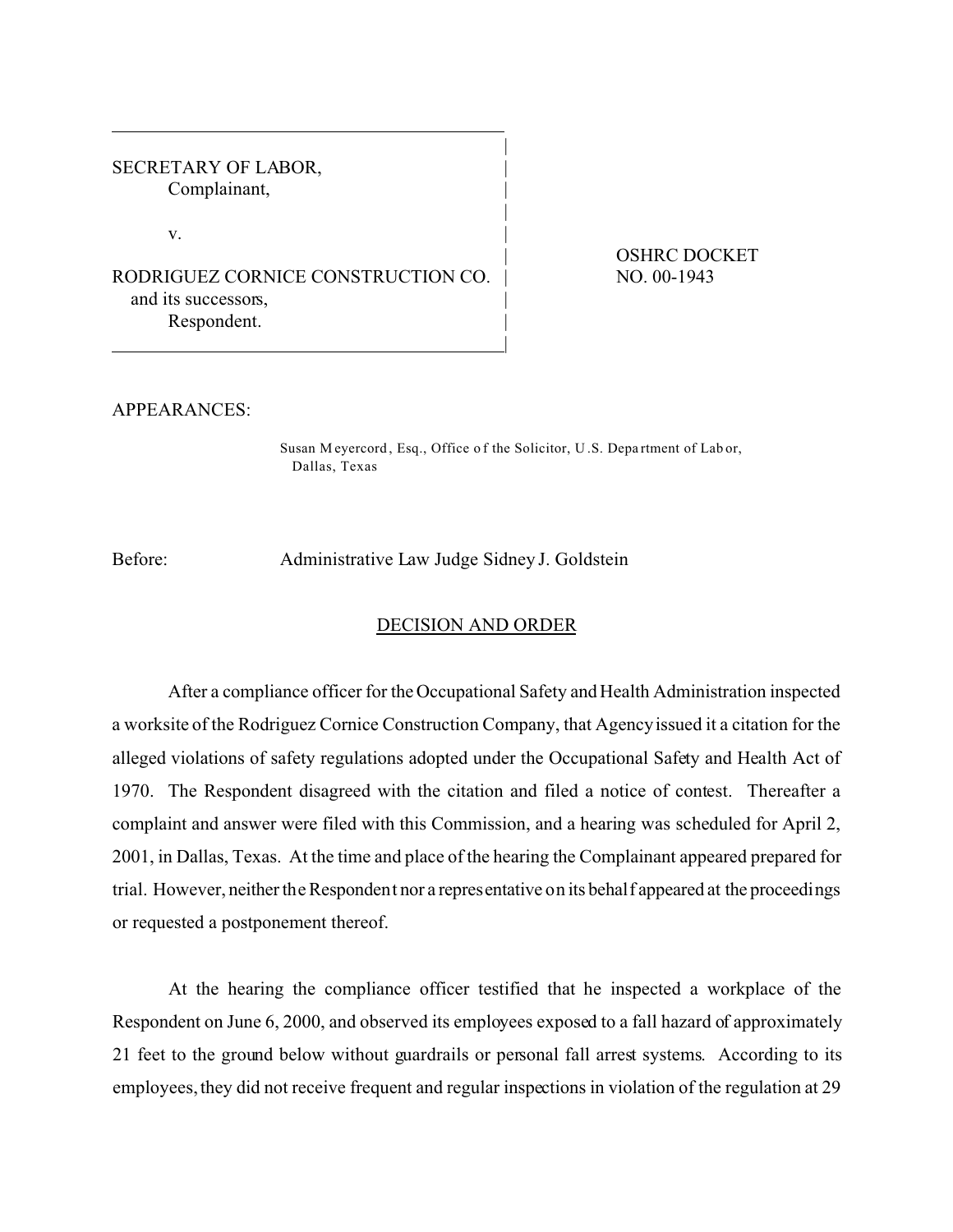SECRETARY OF LABOR,
Complainant,

v.

RODRIGUEZ CORNICE CONSTRUCTION CO.
and its successors,
Respondent.

OSHRC DOCKET NO. 00-1943

APPEARANCES:

Susan Meyercord, Esq., Office of the Solicitor, U.S. Department of Labor, Dallas, Texas

Before: Administrative Law Judge Sidney J. Goldstein

## DECISION AND ORDER

After a compliance officer for the Occupational Safety and Health Administration inspected a worksite of the Rodriguez Cornice Construction Company, that Agency issued it a citation for the alleged violations of safety regulations adopted under the Occupational Safety and Health Act of 1970. The Respondent disagreed with the citation and filed a notice of contest. Thereafter a complaint and answer were filed with this Commission, and a hearing was scheduled for April 2, 2001, in Dallas, Texas. At the time and place of the hearing the Complainant appeared prepared for trial. However, neither the Respondent nor a representative on its behalf appeared at the proceedings or requested a postponement thereof.

At the hearing the compliance officer testified that he inspected a workplace of the Respondent on June 6, 2000, and observed its employees exposed to a fall hazard of approximately 21 feet to the ground below without guardrails or personal fall arrest systems. According to its employees, they did not receive frequent and regular inspections in violation of the regulation at 29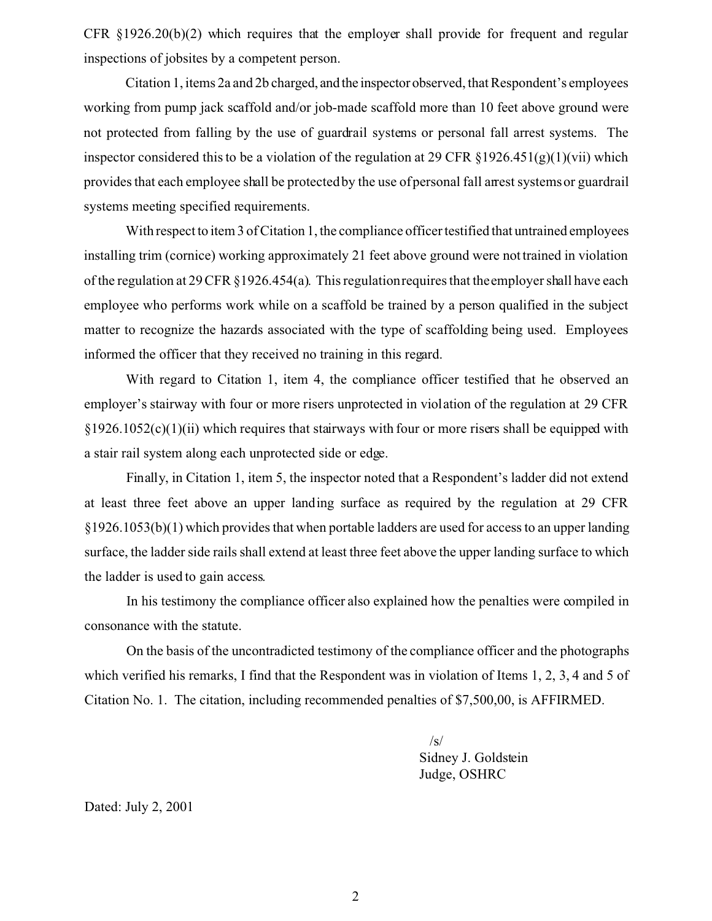CFR §1926.20(b)(2) which requires that the employer shall provide for frequent and regular inspections of jobsites by a competent person.

Citation 1, items 2a and 2b charged, and the inspector observed, that Respondent's employees working from pump jack scaffold and/or job-made scaffold more than 10 feet above ground were not protected from falling by the use of guardrail systems or personal fall arrest systems. The inspector considered this to be a violation of the regulation at 29 CFR §1926.451(g)(1)(vii) which provides that each employee shall be protected by the use of personal fall arrest systems or guardrail systems meeting specified requirements.

With respect to item 3 of Citation 1, the compliance officer testified that untrained employees installing trim (cornice) working approximately 21 feet above ground were not trained in violation of the regulation at 29 CFR §1926.454(a). This regulation requires that the employer shall have each employee who performs work while on a scaffold be trained by a person qualified in the subject matter to recognize the hazards associated with the type of scaffolding being used. Employees informed the officer that they received no training in this regard.

With regard to Citation 1, item 4, the compliance officer testified that he observed an employer's stairway with four or more risers unprotected in violation of the regulation at 29 CFR §1926.1052(c)(1)(ii) which requires that stairways with four or more risers shall be equipped with a stair rail system along each unprotected side or edge.

Finally, in Citation 1, item 5, the inspector noted that a Respondent's ladder did not extend at least three feet above an upper landing surface as required by the regulation at 29 CFR §1926.1053(b)(1) which provides that when portable ladders are used for access to an upper landing surface, the ladder side rails shall extend at least three feet above the upper landing surface to which the ladder is used to gain access.

In his testimony the compliance officer also explained how the penalties were compiled in consonance with the statute.

On the basis of the uncontradicted testimony of the compliance officer and the photographs which verified his remarks, I find that the Respondent was in violation of Items 1, 2, 3, 4 and 5 of Citation No. 1. The citation, including recommended penalties of $7,500,00, is AFFIRMED.

/s/
Sidney J. Goldstein
Judge, OSHRC

Dated: July 2, 2001